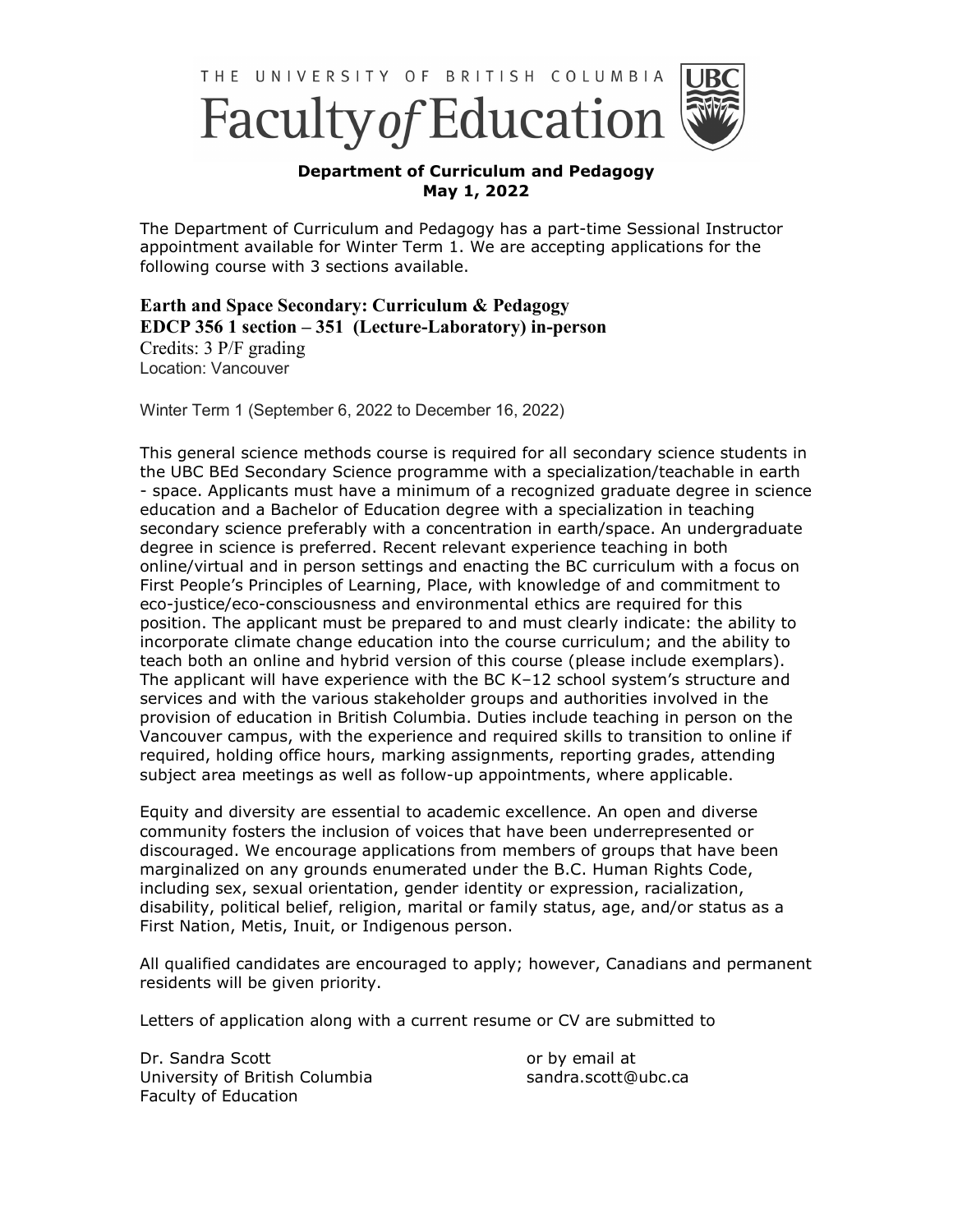THE UNIVERSITY OF BRITISH COLUMBIA

# Faculty of Education

**Department of Curriculum and Pedagogy**
**May 1, 2022**

The Department of Curriculum and Pedagogy has a part-time Sessional Instructor appointment available for Winter Term 1. We are accepting applications for the following course with 3 sections available.

**Earth and Space Secondary: Curriculum & Pedagogy**
**EDCP 356 1 section – 351 (Lecture-Laboratory) in-person**
Credits: 3 P/F grading
Location: Vancouver

Winter Term 1 (September 6, 2022 to December 16, 2022)

This general science methods course is required for all secondary science students in the UBC BEd Secondary Science programme with a specialization/teachable in earth - space. Applicants must have a minimum of a recognized graduate degree in science education and a Bachelor of Education degree with a specialization in teaching secondary science preferably with a concentration in earth/space. An undergraduate degree in science is preferred. Recent relevant experience teaching in both online/virtual and in person settings and enacting the BC curriculum with a focus on First People's Principles of Learning, Place, with knowledge of and commitment to eco-justice/eco-consciousness and environmental ethics are required for this position. The applicant must be prepared to and must clearly indicate: the ability to incorporate climate change education into the course curriculum; and the ability to teach both an online and hybrid version of this course (please include exemplars). The applicant will have experience with the BC K–12 school system's structure and services and with the various stakeholder groups and authorities involved in the provision of education in British Columbia. Duties include teaching in person on the Vancouver campus, with the experience and required skills to transition to online if required, holding office hours, marking assignments, reporting grades, attending subject area meetings as well as follow-up appointments, where applicable.

Equity and diversity are essential to academic excellence. An open and diverse community fosters the inclusion of voices that have been underrepresented or discouraged. We encourage applications from members of groups that have been marginalized on any grounds enumerated under the B.C. Human Rights Code, including sex, sexual orientation, gender identity or expression, racialization, disability, political belief, religion, marital or family status, age, and/or status as a First Nation, Metis, Inuit, or Indigenous person.

All qualified candidates are encouraged to apply; however, Canadians and permanent residents will be given priority.

Letters of application along with a current resume or CV are submitted to

Dr. Sandra Scott
University of British Columbia
Faculty of Education

or by email at
sandra.scott@ubc.ca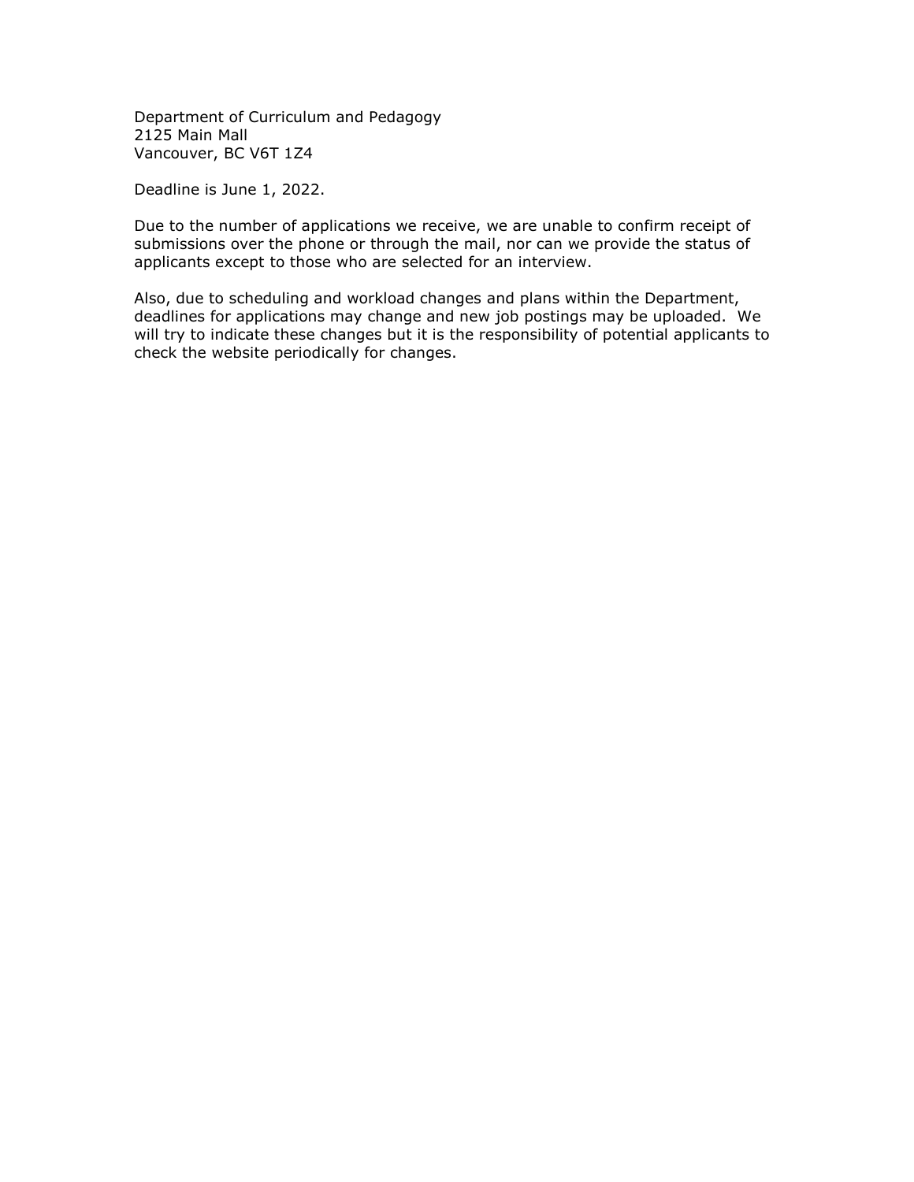Department of Curriculum and Pedagogy
2125 Main Mall
Vancouver, BC V6T 1Z4

Deadline is June 1, 2022.

Due to the number of applications we receive, we are unable to confirm receipt of submissions over the phone or through the mail, nor can we provide the status of applicants except to those who are selected for an interview.

Also, due to scheduling and workload changes and plans within the Department, deadlines for applications may change and new job postings may be uploaded. We will try to indicate these changes but it is the responsibility of potential applicants to check the website periodically for changes.